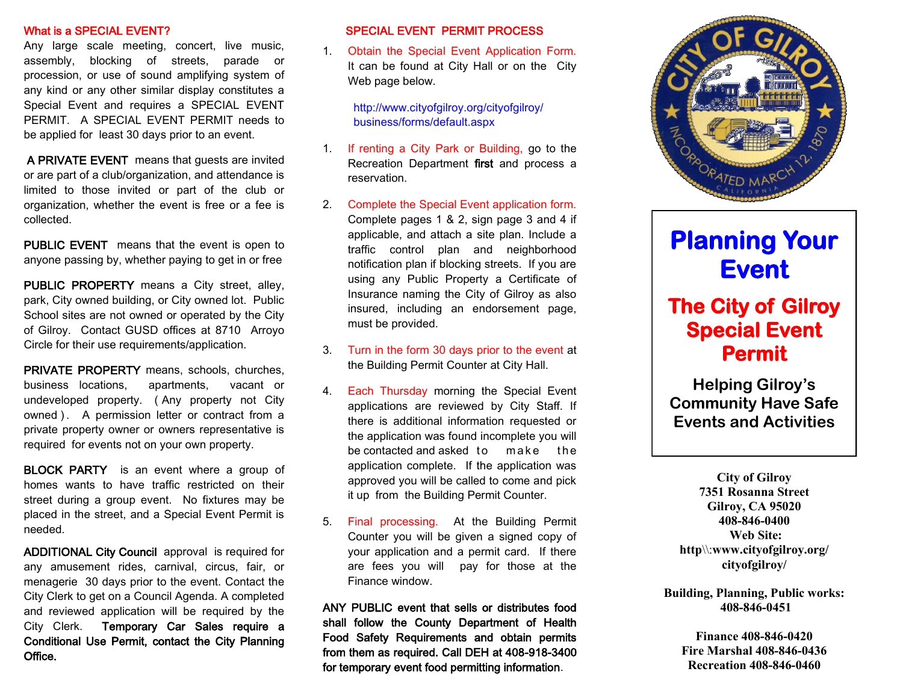## What is a SPECIAL EVENT?

Any large scale meeting, concert, live music, assembly, blocking of streets, parade or procession, or use of sound amplifying system of any kind or any other similar display constitutes a Special Event and requires a SPECIAL EVENT PERMIT. A SPECIAL EVENT PERMIT needs to be applied for least 30 days prior to an event.

**A PRIVATE EVENT** means that guests are invited or are part of a club/organization, and attendance is limited to those invited or part of the club or organization, whether the event is free or a fee is collected.

**PUBLIC EVENT** means that the event is open to anyone passing by, whether paying to get in or free

**PUBLIC PROPERTY** means a City street, alley, park, City owned building, or City owned lot. Public School sites are not owned or operated by the City of Gilroy. Contact GUSD offices at 8710 Arroyo Circle for their use requirements/application.

**PRIVATE PROPERTY** means, schools, churches, business locations, apartments, vacant or undeveloped property. ( Any property not City owned ). A permission letter or contract from a private property owner or owners representative is required for events not on your own property.

**BLOCK PARTY** is an event where a group of homes wants to have traffic restricted on their street during a group event. No fixtures may be placed in the street, and a Special Event Permit is needed.

**ADDITIONAL City Council** approval is required for any amusement rides, carnival, circus, fair, or menagerie 30 days prior to the event. Contact the City Clerk to get on a Council Agenda. A completed and reviewed application will be required by the City Clerk. **Temporary Car Sales require a Conditional Use Permit, contact the City Planning Office.**

## SPECIAL EVENT PERMIT PROCESS

1. Obtain the Special Event Application Form. It can be found at City Hall or on the City Web page below.

   http://www.cityofgilroy.org/cityofgilroy/business/forms/default.aspx

1. If renting a City Park or Building, go to the Recreation Department **first** and process a reservation.

2. Complete the Special Event application form. Complete pages 1 & 2, sign page 3 and 4 if applicable, and attach a site plan. Include a traffic control plan and neighborhood notification plan if blocking streets. If you are using any Public Property a Certificate of Insurance naming the City of Gilroy as also insured, including an endorsement page, must be provided.

3. Turn in the form 30 days prior to the event at the Building Permit Counter at City Hall.

4. Each Thursday morning the Special Event applications are reviewed by City Staff. If there is additional information requested or the application was found incomplete you will be contacted and asked to make the application complete. If the application was approved you will be called to come and pick it up from the Building Permit Counter.

5. Final processing. At the Building Permit Counter you will be given a signed copy of your application and a permit card. If there are fees you will pay for those at the Finance window.

**ANY PUBLIC event that sells or distributes food shall follow the County Department of Health Food Safety Requirements and obtain permits from them as required. Call DEH at 408-918-3400 for temporary event food permitting information.**

# Planning Your Event

## The City of Gilroy Special Event Permit

### Helping Gilroy's Community Have Safe Events and Activities

**City of Gilroy**
**7351 Rosanna Street**
**Gilroy, CA 95020**
**408-846-0400**
**Web Site:**
**http\\:www.cityofgilroy.org/cityofgilroy/**

**Building, Planning, Public works: 408-846-0451**

**Finance 408-846-0420**
**Fire Marshal 408-846-0436**
**Recreation 408-846-0460**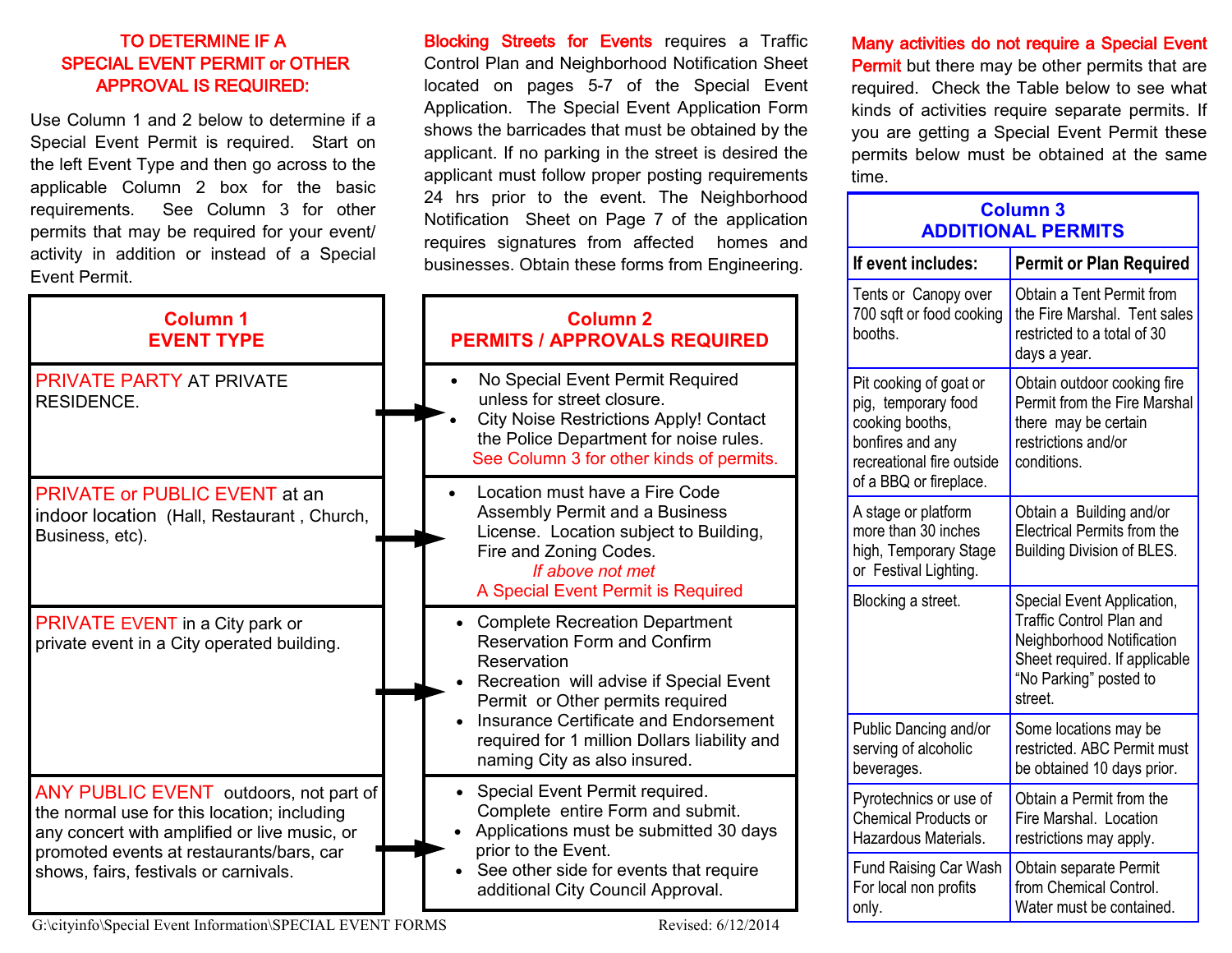## TO DETERMINE IF A SPECIAL EVENT PERMIT or OTHER APPROVAL IS REQUIRED:

Use Column 1 and 2 below to determine if a Special Event Permit is required. Start on the left Event Type and then go across to the applicable Column 2 box for the basic requirements. See Column 3 for other permits that may be required for your event/ activity in addition or instead of a Special Event Permit.

| Column 1 EVENT TYPE | Column 2 PERMITS / APPROVALS REQUIRED |
|---|---|
| PRIVATE PARTY AT PRIVATE RESIDENCE. | • No Special Event Permit Required unless for street closure.<br>• City Noise Restrictions Apply! Contact the Police Department for noise rules.<br>See Column 3 for other kinds of permits. |
| PRIVATE or PUBLIC EVENT at an indoor location (Hall, Restaurant , Church, Business, etc). | • Location must have a Fire Code Assembly Permit and a Business License. Location subject to Building, Fire and Zoning Codes.<br>*If above not met*<br>A Special Event Permit is Required |
| PRIVATE EVENT in a City park or private event in a City operated building. | • Complete Recreation Department Reservation Form and Confirm Reservation<br>• Recreation will advise if Special Event Permit or Other permits required<br>• Insurance Certificate and Endorsement required for 1 million Dollars liability and naming City as also insured. |
| ANY PUBLIC EVENT outdoors, not part of the normal use for this location; including any concert with amplified or live music, or promoted events at restaurants/bars, car shows, fairs, festivals or carnivals. | • Special Event Permit required. Complete entire Form and submit.<br>• Applications must be submitted 30 days prior to the Event.<br>• See other side for events that require additional City Council Approval. |

G:\cityinfo\Special Event Information\SPECIAL EVENT FORMS

Revised: 6/12/2014

**Blocking Streets for Events** requires a Traffic Control Plan and Neighborhood Notification Sheet located on pages 5-7 of the Special Event Application. The Special Event Application Form shows the barricades that must be obtained by the applicant. If no parking in the street is desired the applicant must follow proper posting requirements 24 hrs prior to the event. The Neighborhood Notification Sheet on Page 7 of the application requires signatures from affected homes and businesses. Obtain these forms from Engineering.

**Many activities do not require a Special Event Permit** but there may be other permits that are required. Check the Table below to see what kinds of activities require separate permits. If you are getting a Special Event Permit these permits below must be obtained at the same time.

### Column 3 ADDITIONAL PERMITS

| If event includes: | Permit or Plan Required |
|---|---|
| Tents or Canopy over 700 sqft or food cooking booths. | Obtain a Tent Permit from the Fire Marshal. Tent sales restricted to a total of 30 days a year. |
| Pit cooking of goat or pig, temporary food cooking booths, bonfires and any recreational fire outside of a BBQ or fireplace. | Obtain outdoor cooking fire Permit from the Fire Marshal there may be certain restrictions and/or conditions. |
| A stage or platform more than 30 inches high, Temporary Stage or Festival Lighting. | Obtain a Building and/or Electrical Permits from the Building Division of BLES. |
| Blocking a street. | Special Event Application, Traffic Control Plan and Neighborhood Notification Sheet required. If applicable "No Parking" posted to street. |
| Public Dancing and/or serving of alcoholic beverages. | Some locations may be restricted. ABC Permit must be obtained 10 days prior. |
| Pyrotechnics or use of Chemical Products or Hazardous Materials. | Obtain a Permit from the Fire Marshal. Location restrictions may apply. |
| Fund Raising Car Wash For local non profits only. | Obtain separate Permit from Chemical Control. Water must be contained. |